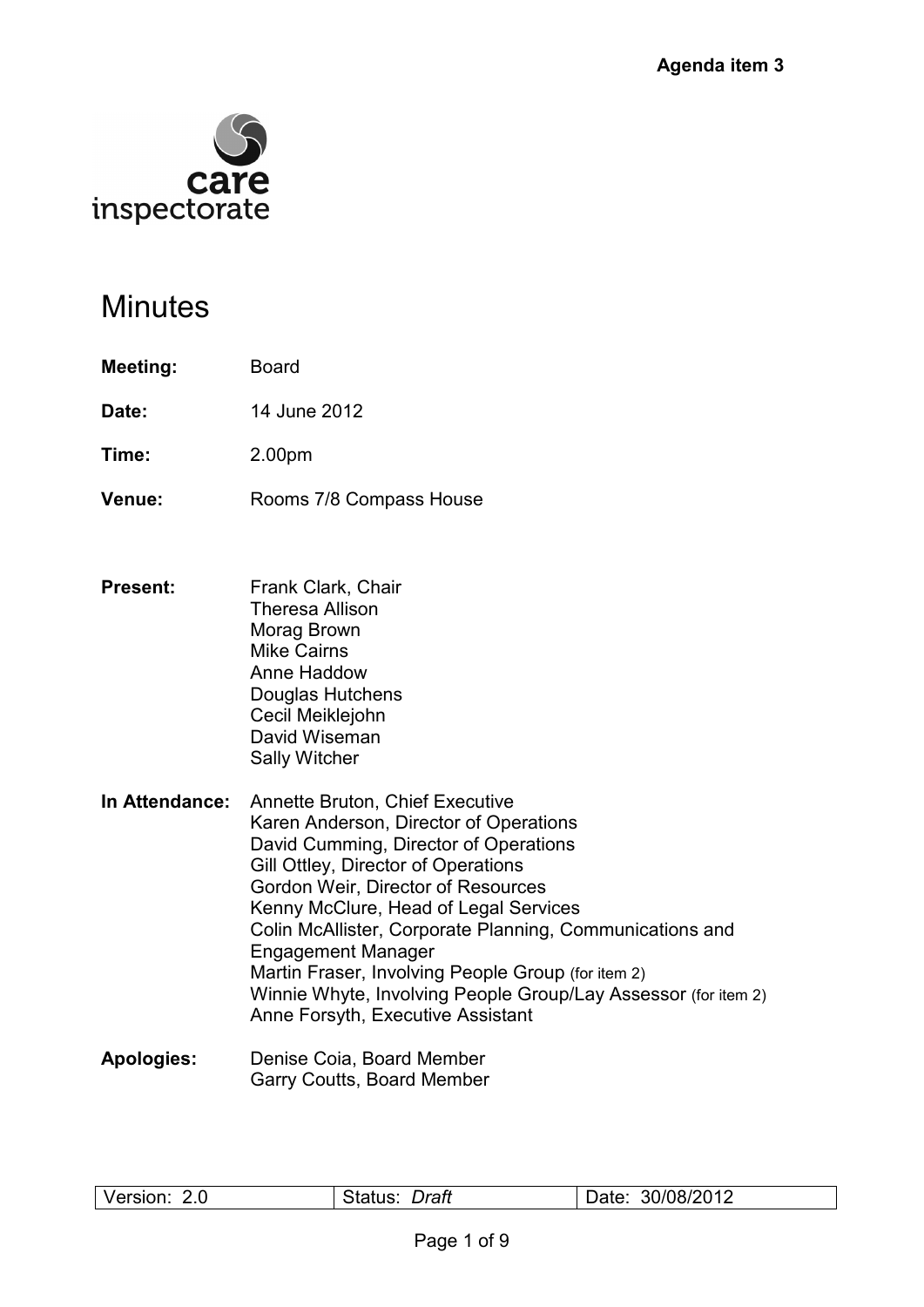**Agenda item 3**

# Minutes

| | |
|---|---|
| **Meeting:** | Board |
| **Date:** | 14 June 2012 |
| **Time:** | 2.00pm |
| **Venue:** | Rooms 7/8 Compass House |

**Present:**
Frank Clark, Chair
Theresa Allison
Morag Brown
Mike Cairns
Anne Haddow
Douglas Hutchens
Cecil Meiklejohn
David Wiseman
Sally Witcher

**In Attendance:**
Annette Bruton, Chief Executive
Karen Anderson, Director of Operations
David Cumming, Director of Operations
Gill Ottley, Director of Operations
Gordon Weir, Director of Resources
Kenny McClure, Head of Legal Services
Colin McAllister, Corporate Planning, Communications and Engagement Manager
Martin Fraser, Involving People Group (for item 2)
Winnie Whyte, Involving People Group/Lay Assessor (for item 2)
Anne Forsyth, Executive Assistant

**Apologies:**
Denise Coia, Board Member
Garry Coutts, Board Member

| Version: 2.0 | Status: *Draft* | Date: 30/08/2012 |
|---|---|---|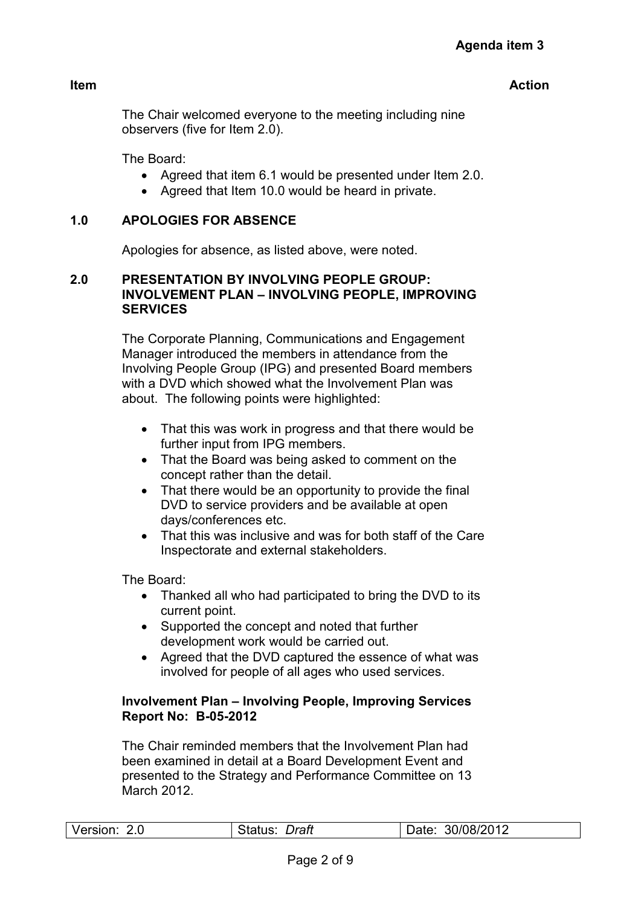**Agenda item 3**

**Item** **Action**

The Chair welcomed everyone to the meeting including nine observers (five for Item 2.0).

The Board:

- Agreed that item 6.1 would be presented under Item 2.0.
- Agreed that Item 10.0 would be heard in private.

## 1.0 APOLOGIES FOR ABSENCE

Apologies for absence, as listed above, were noted.

## 2.0 PRESENTATION BY INVOLVING PEOPLE GROUP: INVOLVEMENT PLAN – INVOLVING PEOPLE, IMPROVING SERVICES

The Corporate Planning, Communications and Engagement Manager introduced the members in attendance from the Involving People Group (IPG) and presented Board members with a DVD which showed what the Involvement Plan was about. The following points were highlighted:

- That this was work in progress and that there would be further input from IPG members.
- That the Board was being asked to comment on the concept rather than the detail.
- That there would be an opportunity to provide the final DVD to service providers and be available at open days/conferences etc.
- That this was inclusive and was for both staff of the Care Inspectorate and external stakeholders.

The Board:

- Thanked all who had participated to bring the DVD to its current point.
- Supported the concept and noted that further development work would be carried out.
- Agreed that the DVD captured the essence of what was involved for people of all ages who used services.

**Involvement Plan – Involving People, Improving Services Report No: B-05-2012**

The Chair reminded members that the Involvement Plan had been examined in detail at a Board Development Event and presented to the Strategy and Performance Committee on 13 March 2012.

| Version: 2.0 | Status: *Draft* | Date: 30/08/2012 |
|---|---|---|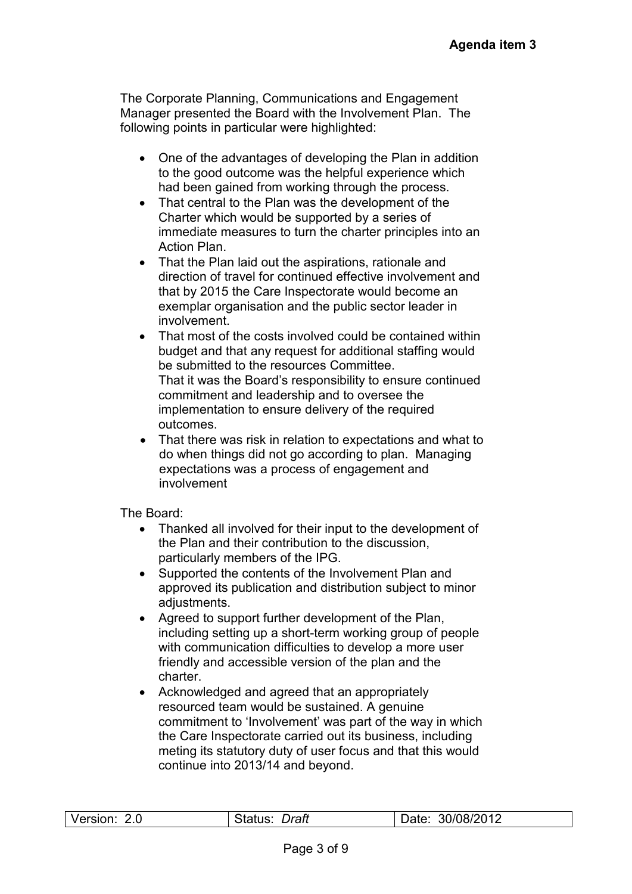The Corporate Planning, Communications and Engagement Manager presented the Board with the Involvement Plan. The following points in particular were highlighted:

- One of the advantages of developing the Plan in addition to the good outcome was the helpful experience which had been gained from working through the process.
- That central to the Plan was the development of the Charter which would be supported by a series of immediate measures to turn the charter principles into an Action Plan.
- That the Plan laid out the aspirations, rationale and direction of travel for continued effective involvement and that by 2015 the Care Inspectorate would become an exemplar organisation and the public sector leader in involvement.
- That most of the costs involved could be contained within budget and that any request for additional staffing would be submitted to the resources Committee.
  That it was the Board's responsibility to ensure continued commitment and leadership and to oversee the implementation to ensure delivery of the required outcomes.
- That there was risk in relation to expectations and what to do when things did not go according to plan. Managing expectations was a process of engagement and involvement

The Board:

- Thanked all involved for their input to the development of the Plan and their contribution to the discussion, particularly members of the IPG.
- Supported the contents of the Involvement Plan and approved its publication and distribution subject to minor adjustments.
- Agreed to support further development of the Plan, including setting up a short-term working group of people with communication difficulties to develop a more user friendly and accessible version of the plan and the charter.
- Acknowledged and agreed that an appropriately resourced team would be sustained. A genuine commitment to 'Involvement' was part of the way in which the Care Inspectorate carried out its business, including meting its statutory duty of user focus and that this would continue into 2013/14 and beyond.

| Version: 2.0 | Status: *Draft* | Date: 30/08/2012 |
|---|---|---|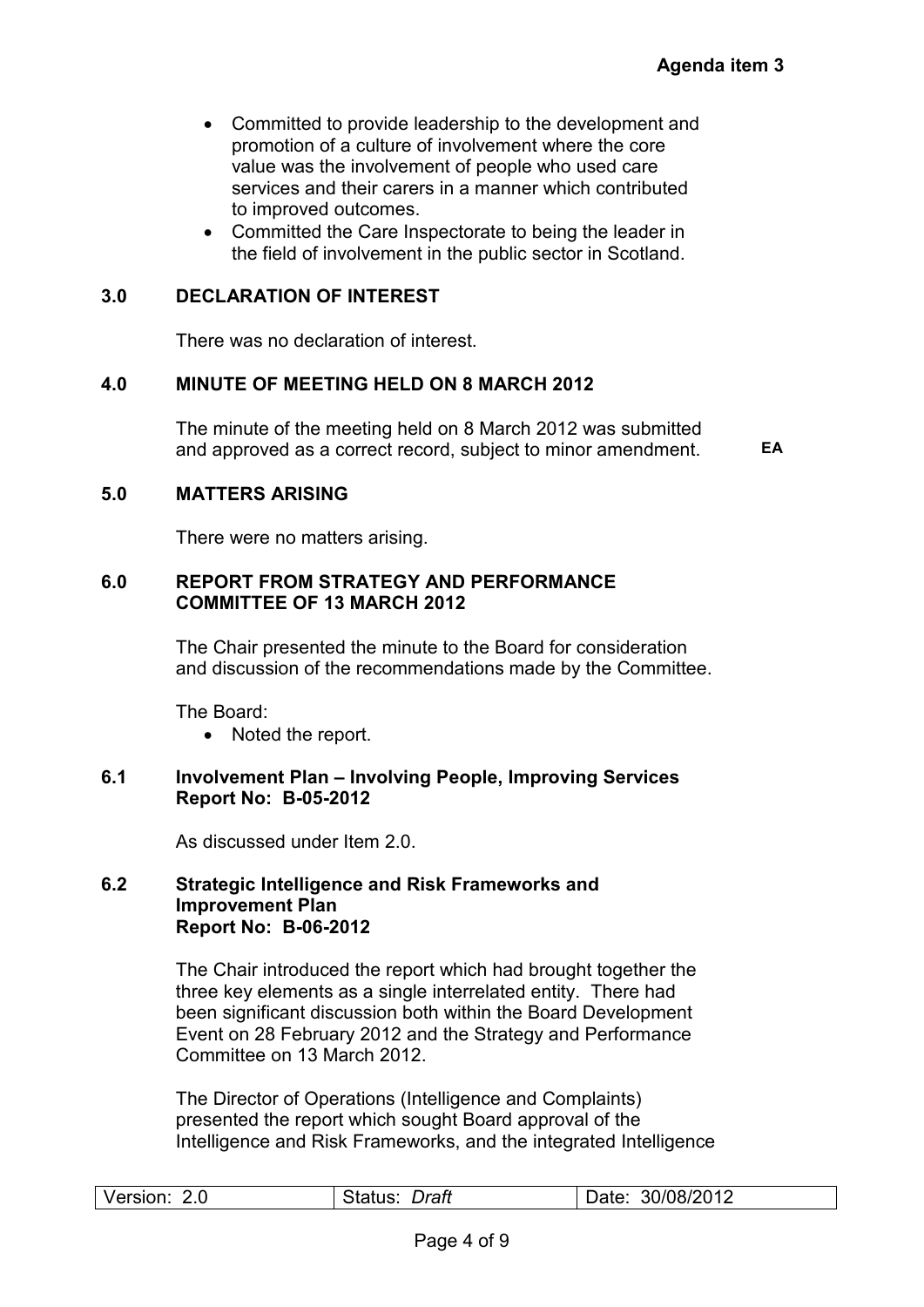- Committed to provide leadership to the development and promotion of a culture of involvement where the core value was the involvement of people who used care services and their carers in a manner which contributed to improved outcomes.
- Committed the Care Inspectorate to being the leader in the field of involvement in the public sector in Scotland.

## 3.0 DECLARATION OF INTEREST

There was no declaration of interest.

## 4.0 MINUTE OF MEETING HELD ON 8 MARCH 2012

The minute of the meeting held on 8 March 2012 was submitted and approved as a correct record, subject to minor amendment. **EA**

## 5.0 MATTERS ARISING

There were no matters arising.

## 6.0 REPORT FROM STRATEGY AND PERFORMANCE COMMITTEE OF 13 MARCH 2012

The Chair presented the minute to the Board for consideration and discussion of the recommendations made by the Committee.

The Board:

- Noted the report.

### 6.1 Involvement Plan – Involving People, Improving Services Report No: B-05-2012

As discussed under Item 2.0.

### 6.2 Strategic Intelligence and Risk Frameworks and Improvement Plan Report No: B-06-2012

The Chair introduced the report which had brought together the three key elements as a single interrelated entity. There had been significant discussion both within the Board Development Event on 28 February 2012 and the Strategy and Performance Committee on 13 March 2012.

The Director of Operations (Intelligence and Complaints) presented the report which sought Board approval of the Intelligence and Risk Frameworks, and the integrated Intelligence

| Version: 2.0 | Status: *Draft* | Date: 30/08/2012 |
| --- | --- | --- |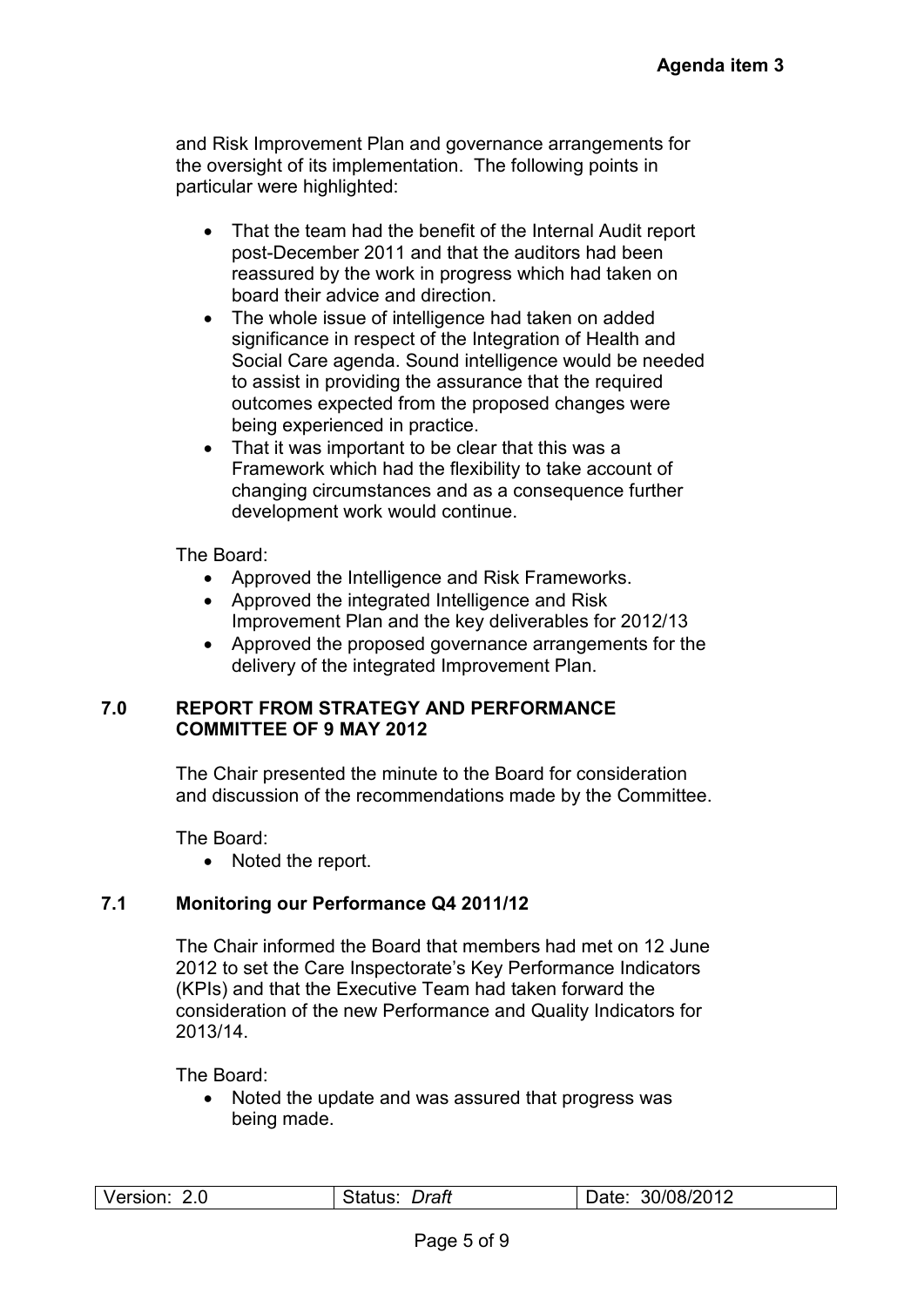and Risk Improvement Plan and governance arrangements for the oversight of its implementation. The following points in particular were highlighted:

- That the team had the benefit of the Internal Audit report post-December 2011 and that the auditors had been reassured by the work in progress which had taken on board their advice and direction.
- The whole issue of intelligence had taken on added significance in respect of the Integration of Health and Social Care agenda. Sound intelligence would be needed to assist in providing the assurance that the required outcomes expected from the proposed changes were being experienced in practice.
- That it was important to be clear that this was a Framework which had the flexibility to take account of changing circumstances and as a consequence further development work would continue.

The Board:

- Approved the Intelligence and Risk Frameworks.
- Approved the integrated Intelligence and Risk Improvement Plan and the key deliverables for 2012/13
- Approved the proposed governance arrangements for the delivery of the integrated Improvement Plan.

## 7.0 REPORT FROM STRATEGY AND PERFORMANCE COMMITTEE OF 9 MAY 2012

The Chair presented the minute to the Board for consideration and discussion of the recommendations made by the Committee.

The Board:

- Noted the report.

### 7.1 Monitoring our Performance Q4 2011/12

The Chair informed the Board that members had met on 12 June 2012 to set the Care Inspectorate's Key Performance Indicators (KPIs) and that the Executive Team had taken forward the consideration of the new Performance and Quality Indicators for 2013/14.

The Board:

- Noted the update and was assured that progress was being made.

| Version: 2.0 | Status: *Draft* | Date: 30/08/2012 |
|---|---|---|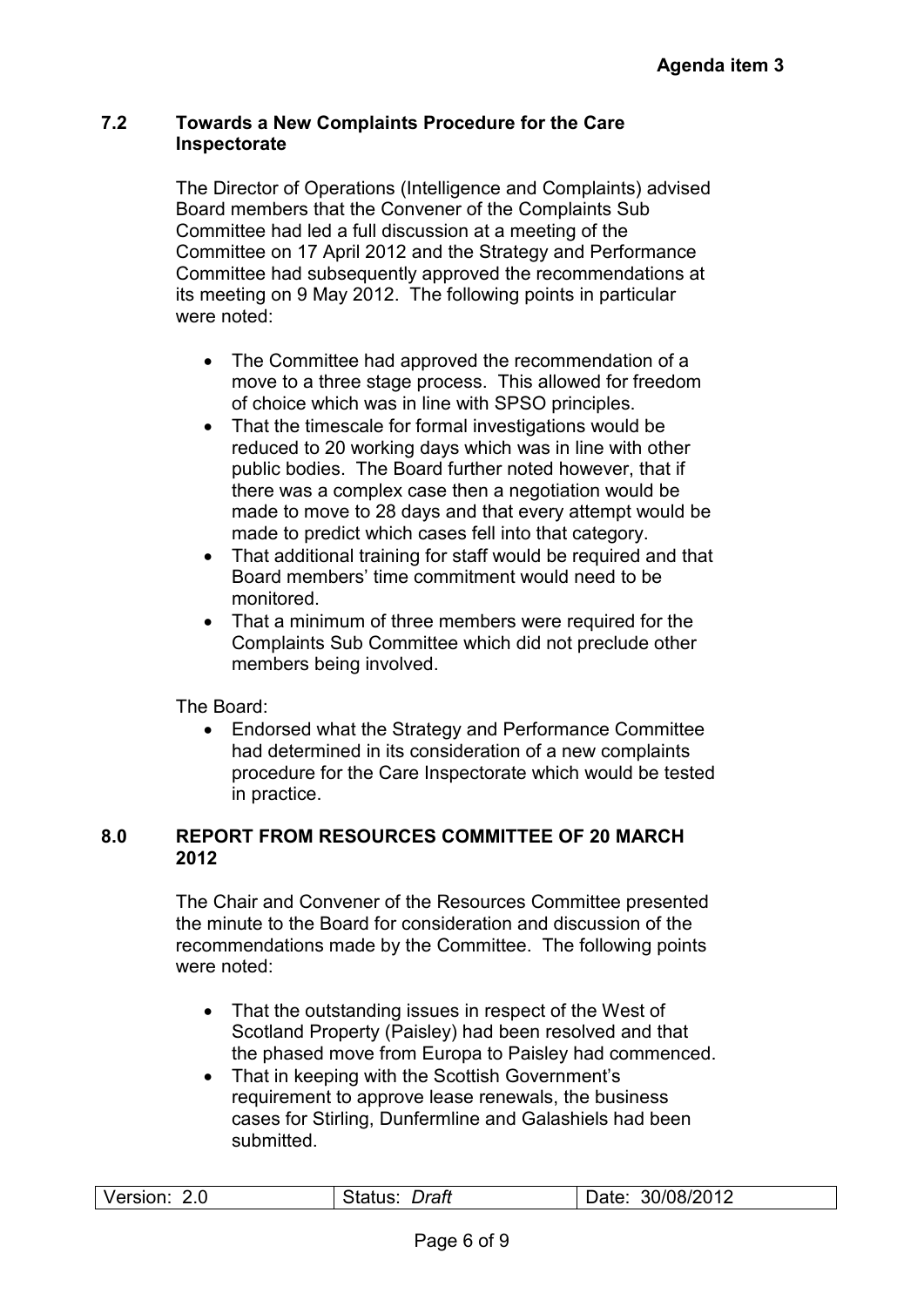### 7.2 Towards a New Complaints Procedure for the Care Inspectorate

The Director of Operations (Intelligence and Complaints) advised Board members that the Convener of the Complaints Sub Committee had led a full discussion at a meeting of the Committee on 17 April 2012 and the Strategy and Performance Committee had subsequently approved the recommendations at its meeting on 9 May 2012. The following points in particular were noted:

- The Committee had approved the recommendation of a move to a three stage process. This allowed for freedom of choice which was in line with SPSO principles.
- That the timescale for formal investigations would be reduced to 20 working days which was in line with other public bodies. The Board further noted however, that if there was a complex case then a negotiation would be made to move to 28 days and that every attempt would be made to predict which cases fell into that category.
- That additional training for staff would be required and that Board members' time commitment would need to be monitored.
- That a minimum of three members were required for the Complaints Sub Committee which did not preclude other members being involved.

The Board:

- Endorsed what the Strategy and Performance Committee had determined in its consideration of a new complaints procedure for the Care Inspectorate which would be tested in practice.

## 8.0 REPORT FROM RESOURCES COMMITTEE OF 20 MARCH 2012

The Chair and Convener of the Resources Committee presented the minute to the Board for consideration and discussion of the recommendations made by the Committee. The following points were noted:

- That the outstanding issues in respect of the West of Scotland Property (Paisley) had been resolved and that the phased move from Europa to Paisley had commenced.
- That in keeping with the Scottish Government's requirement to approve lease renewals, the business cases for Stirling, Dunfermline and Galashiels had been submitted.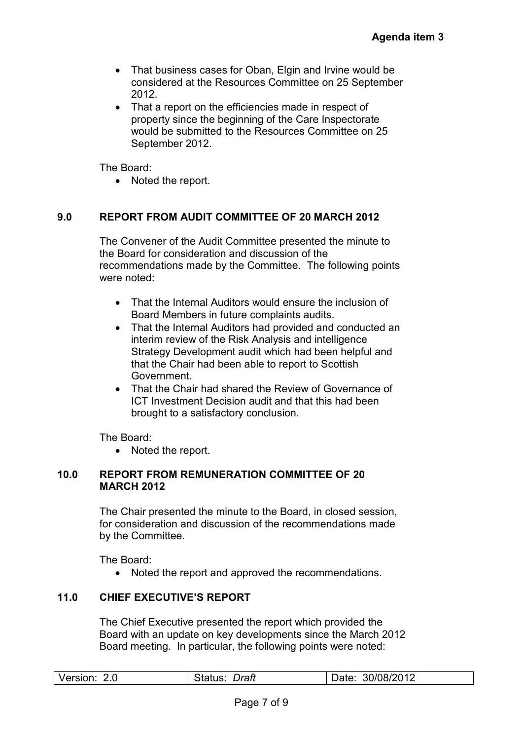- That business cases for Oban, Elgin and Irvine would be considered at the Resources Committee on 25 September 2012.
- That a report on the efficiencies made in respect of property since the beginning of the Care Inspectorate would be submitted to the Resources Committee on 25 September 2012.

The Board:

- Noted the report.

## 9.0 REPORT FROM AUDIT COMMITTEE OF 20 MARCH 2012

The Convener of the Audit Committee presented the minute to the Board for consideration and discussion of the recommendations made by the Committee. The following points were noted:

- That the Internal Auditors would ensure the inclusion of Board Members in future complaints audits.
- That the Internal Auditors had provided and conducted an interim review of the Risk Analysis and intelligence Strategy Development audit which had been helpful and that the Chair had been able to report to Scottish Government.
- That the Chair had shared the Review of Governance of ICT Investment Decision audit and that this had been brought to a satisfactory conclusion.

The Board:

- Noted the report.

## 10.0 REPORT FROM REMUNERATION COMMITTEE OF 20 MARCH 2012

The Chair presented the minute to the Board, in closed session, for consideration and discussion of the recommendations made by the Committee.

The Board:

- Noted the report and approved the recommendations.

## 11.0 CHIEF EXECUTIVE'S REPORT

The Chief Executive presented the report which provided the Board with an update on key developments since the March 2012 Board meeting. In particular, the following points were noted: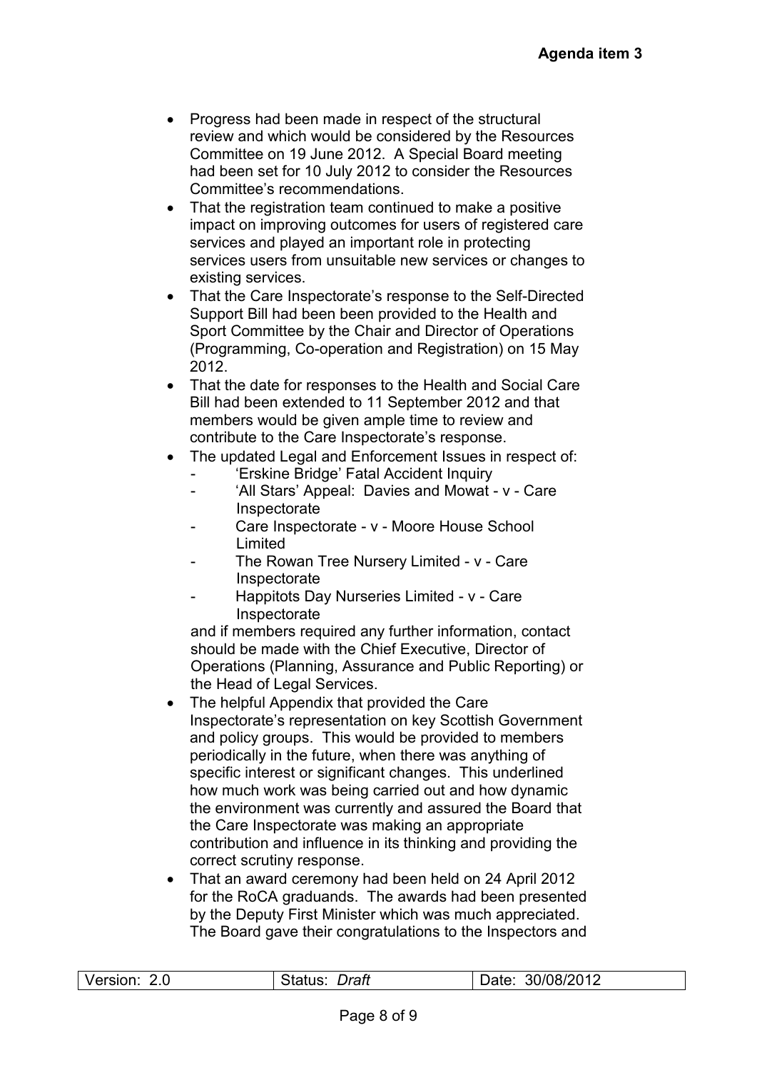- Progress had been made in respect of the structural review and which would be considered by the Resources Committee on 19 June 2012. A Special Board meeting had been set for 10 July 2012 to consider the Resources Committee's recommendations.
- That the registration team continued to make a positive impact on improving outcomes for users of registered care services and played an important role in protecting services users from unsuitable new services or changes to existing services.
- That the Care Inspectorate's response to the Self-Directed Support Bill had been been provided to the Health and Sport Committee by the Chair and Director of Operations (Programming, Co-operation and Registration) on 15 May 2012.
- That the date for responses to the Health and Social Care Bill had been extended to 11 September 2012 and that members would be given ample time to review and contribute to the Care Inspectorate's response.
- The updated Legal and Enforcement Issues in respect of:
  - 'Erskine Bridge' Fatal Accident Inquiry
  - 'All Stars' Appeal: Davies and Mowat - v - Care Inspectorate
  - Care Inspectorate - v - Moore House School Limited
  - The Rowan Tree Nursery Limited - v - Care Inspectorate
  - Happitots Day Nurseries Limited - v - Care Inspectorate

  and if members required any further information, contact should be made with the Chief Executive, Director of Operations (Planning, Assurance and Public Reporting) or the Head of Legal Services.
- The helpful Appendix that provided the Care Inspectorate's representation on key Scottish Government and policy groups. This would be provided to members periodically in the future, when there was anything of specific interest or significant changes. This underlined how much work was being carried out and how dynamic the environment was currently and assured the Board that the Care Inspectorate was making an appropriate contribution and influence in its thinking and providing the correct scrutiny response.
- That an award ceremony had been held on 24 April 2012 for the RoCA graduands. The awards had been presented by the Deputy First Minister which was much appreciated. The Board gave their congratulations to the Inspectors and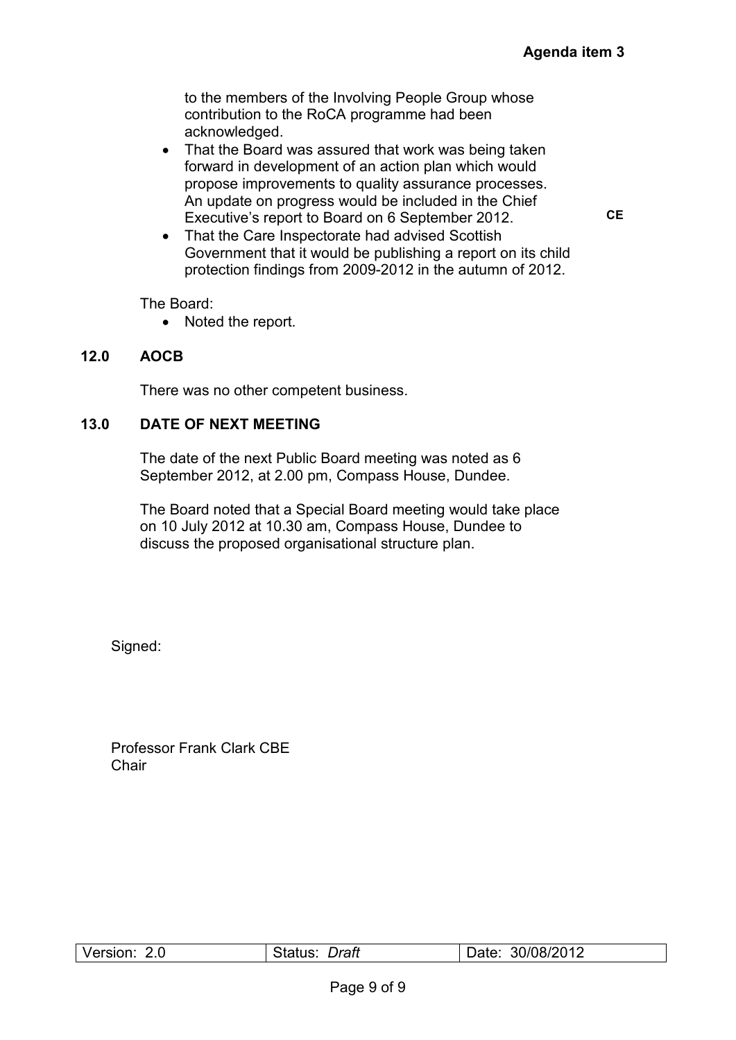to the members of the Involving People Group whose contribution to the RoCA programme had been acknowledged.

- That the Board was assured that work was being taken forward in development of an action plan which would propose improvements to quality assurance processes. An update on progress would be included in the Chief Executive's report to Board on 6 September 2012. **CE**
- That the Care Inspectorate had advised Scottish Government that it would be publishing a report on its child protection findings from 2009-2012 in the autumn of 2012.

The Board:

- Noted the report.

## 12.0 AOCB

There was no other competent business.

## 13.0 DATE OF NEXT MEETING

The date of the next Public Board meeting was noted as 6 September 2012, at 2.00 pm, Compass House, Dundee.

The Board noted that a Special Board meeting would take place on 10 July 2012 at 10.30 am, Compass House, Dundee to discuss the proposed organisational structure plan.

Signed:

Professor Frank Clark CBE
Chair

| Version: 2.0 | Status: *Draft* | Date: 30/08/2012 |
|---|---|---|